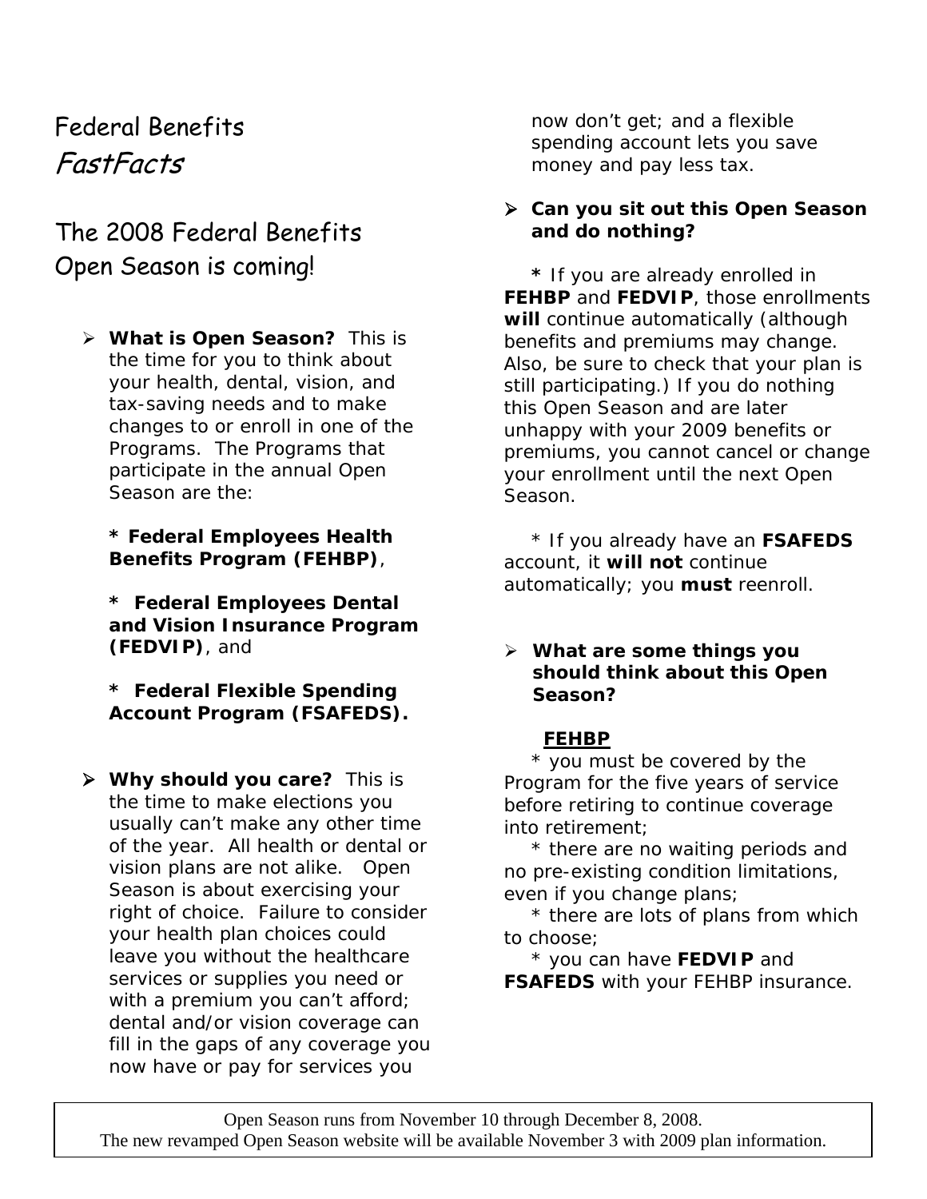# Federal Benefits *FastFacts*

## The 2008 Federal Benefits Open Season is coming!

- **What is Open Season?** This is the time for you to think about your health, dental, vision, and tax-saving needs and to make changes to or enroll in one of the Programs. The Programs that participate in the annual Open Season are the:

  **\* Federal Employees Health Benefits Program (FEHBP)**,

  **\* Federal Employees Dental and Vision Insurance Program (FEDVIP)**, and

  **\* Federal Flexible Spending Account Program (FSAFEDS).**

- **Why should you care?** This is the time to make elections you usually can't make any other time of the year. All health or dental or vision plans are not alike. Open Season is about exercising your right of choice. Failure to consider your health plan choices could leave you without the healthcare services or supplies you need or with a premium you can't afford; dental and/or vision coverage can fill in the gaps of any coverage you now have or pay for services you now don't get; and a flexible spending account lets you save money and pay less tax.

- **Can you sit out this Open Season and do nothing?**

  **\*** If you are already enrolled in **FEHBP** and **FEDVIP**, those enrollments **will** continue automatically (although benefits and premiums may change. Also, be sure to check that your plan is still participating.) If you do nothing this Open Season and are later unhappy with your 2009 benefits or premiums, you cannot cancel or change your enrollment until the next Open Season.

  \* If you already have an **FSAFEDS** account, it **will not** continue automatically; you **must** reenroll.

- **What are some things you should think about this Open Season?**

  **<u>FEHBP</u>**

  \* you must be covered by the Program for the five years of service before retiring to continue coverage into retirement;

  \* there are no waiting periods and no pre-existing condition limitations, even if you change plans;

  \* there are lots of plans from which to choose;

  \* you can have **FEDVIP** and **FSAFEDS** with your FEHBP insurance.

Open Season runs from November 10 through December 8, 2008.
The new revamped Open Season website will be available November 3 with 2009 plan information.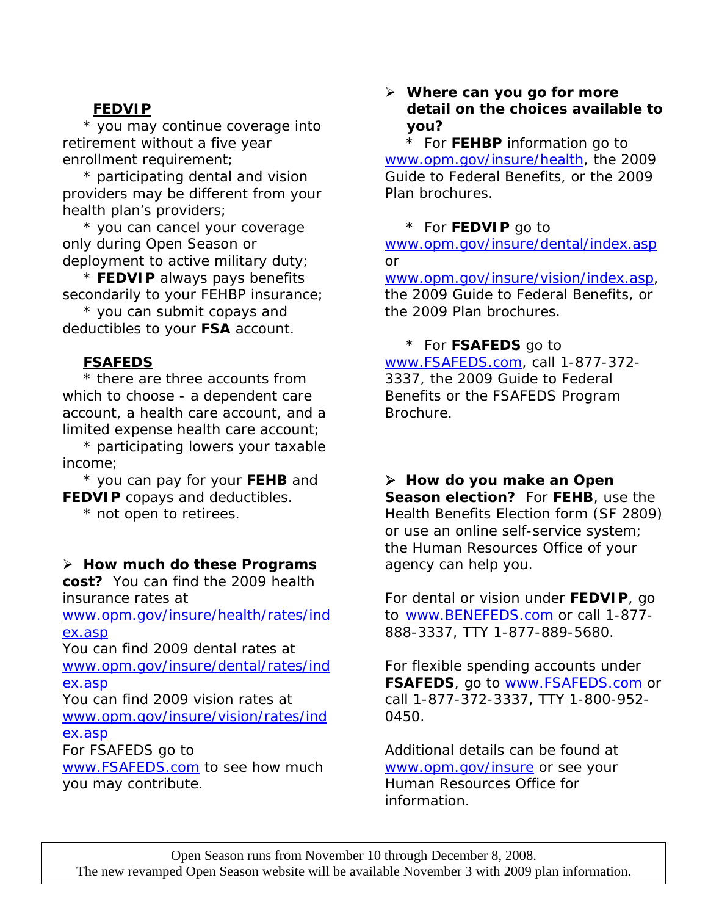**FEDVIP**

* you may continue coverage into retirement without a five year enrollment requirement;
* participating dental and vision providers may be different from your health plan's providers;
* you can cancel your coverage only during Open Season or deployment to active military duty;
* **FEDVIP** always pays benefits secondarily to your FEHBP insurance;
* you can submit copays and deductibles to your **FSA** account.

**FSAFEDS**

* there are three accounts from which to choose - a dependent care account, a health care account, and a limited expense health care account;
* participating lowers your taxable income;
* you can pay for your **FEHB** and **FEDVIP** copays and deductibles.
* not open to retirees.

➢ **How much do these Programs cost?** You can find the 2009 health insurance rates at www.opm.gov/insure/health/rates/index.asp
You can find 2009 dental rates at www.opm.gov/insure/dental/rates/index.asp
You can find 2009 vision rates at www.opm.gov/insure/vision/rates/index.asp
For FSAFEDS go to www.FSAFEDS.com to see how much you may contribute.

➢ **Where can you go for more detail on the choices available to you?**

* For **FEHBP** information go to www.opm.gov/insure/health, the 2009 Guide to Federal Benefits, or the 2009 Plan brochures.

* For **FEDVIP** go to www.opm.gov/insure/dental/index.asp or www.opm.gov/insure/vision/index.asp, the 2009 Guide to Federal Benefits, or the 2009 Plan brochures.

* For **FSAFEDS** go to www.FSAFEDS.com, call 1-877-372-3337, the 2009 Guide to Federal Benefits or the FSAFEDS Program Brochure.

➢ **How do you make an Open Season election?** For **FEHB**, use the Health Benefits Election form (SF 2809) or use an online self-service system; the Human Resources Office of your agency can help you.

For dental or vision under **FEDVIP**, go to www.BENEFEDS.com or call 1-877-888-3337, TTY 1-877-889-5680.

For flexible spending accounts under **FSAFEDS**, go to www.FSAFEDS.com or call 1-877-372-3337, TTY 1-800-952-0450.

Additional details can be found at www.opm.gov/insure or see your Human Resources Office for information.

Open Season runs from November 10 through December 8, 2008.
The new revamped Open Season website will be available November 3 with 2009 plan information.